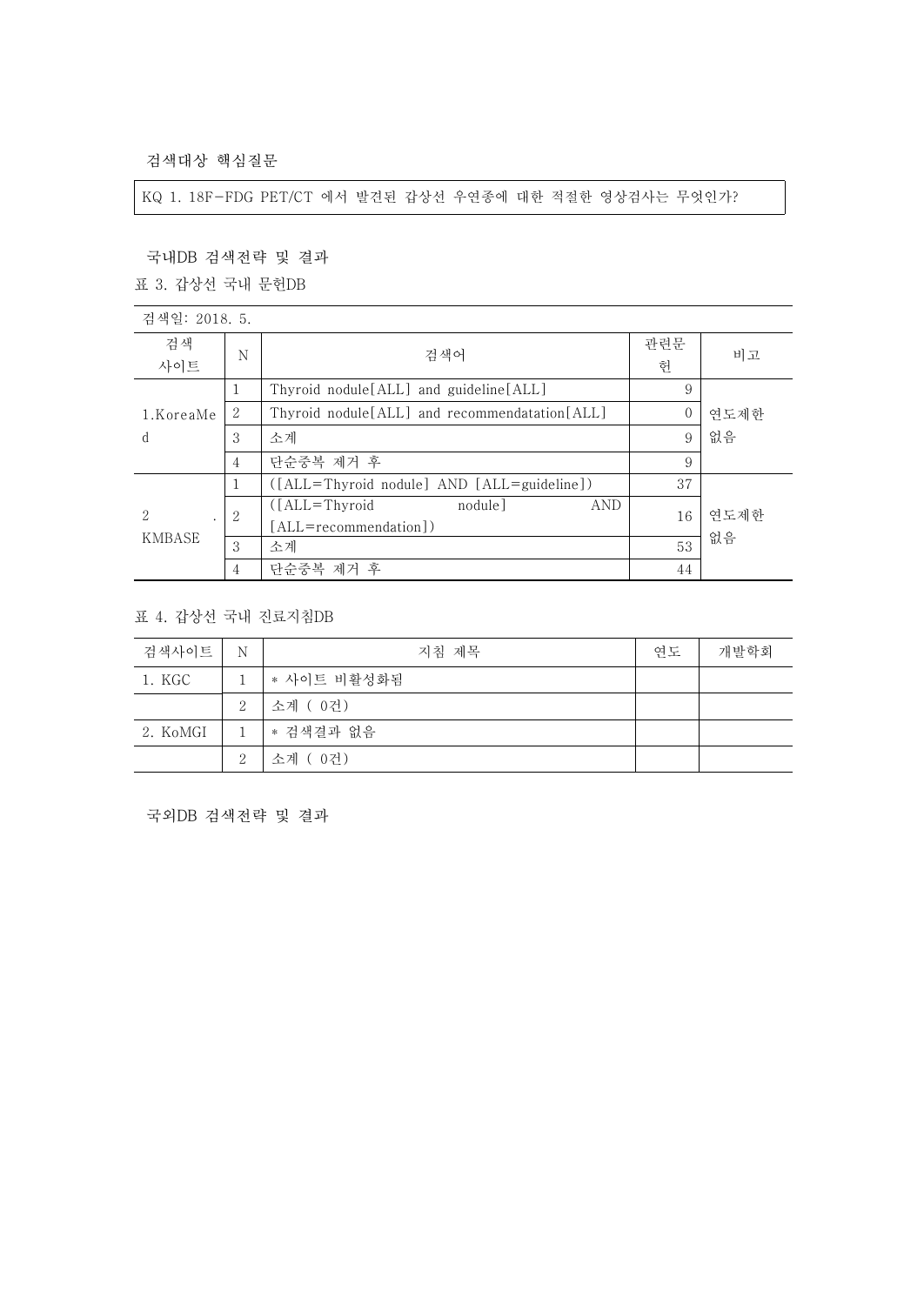### 검색대상 핵심질문

KQ 1. 18F-FDG PET/CT 에서 발견된 갑상선 우연종에 대한 적절한 영상검사는 무엇인가?

### 국내DB 검색전략 및 결과

표 3. 갑상선 국내 문헌DB

검색일: 2018. 5.

| 검색 사이트 | N | 검색어 | 관련문헌 | 비고 |
|---|---|---|---|---|
| 1.KoreaMed | 1 | Thyroid nodule[ALL] and guideline[ALL] | 9 | 연도제한 없음 |
| | 2 | Thyroid nodule[ALL] and recommendatation[ALL] | 0 | |
| | 3 | 소계 | 9 | |
| | 4 | 단순중복 제거 후 | 9 | |
| 2. KMBASE | 1 | ([ALL=Thyroid nodule] AND [ALL=guideline]) | 37 | 연도제한 없음 |
| | 2 | ([ALL=Thyroid nodule] AND [ALL=recommendation]) | 16 | |
| | 3 | 소계 | 53 | |
| | 4 | 단순중복 제거 후 | 44 | |

표 4. 갑상선 국내 진료지침DB

| 검색사이트 | N | 지침 제목 | 연도 | 개발학회 |
|---|---|---|---|---|
| 1. KGC | 1 | * 사이트 비활성화됨 | | |
| | 2 | 소계 ( 0건) | | |
| 2. KoMGI | 1 | * 검색결과 없음 | | |
| | 2 | 소계 ( 0건) | | |

### 국외DB 검색전략 및 결과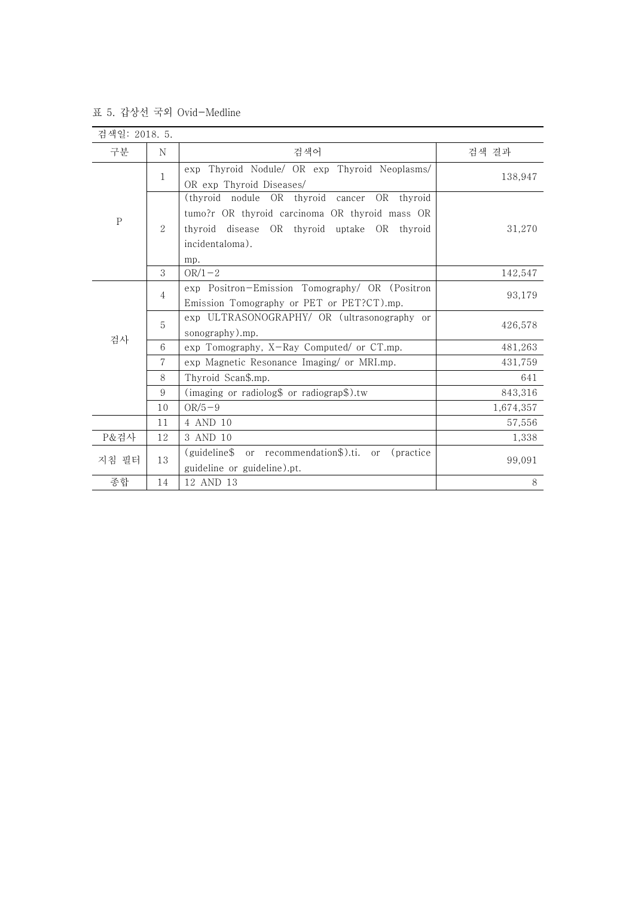표 5. 갑상선 국외 Ovid-Medline

검색일: 2018. 5.

| 구분 | N | 검색어 | 검색 결과 |
|---|---|---|---|
| P | 1 | exp Thyroid Nodule/ OR exp Thyroid Neoplasms/ OR exp Thyroid Diseases/ | 138,947 |
| | 2 | (thyroid nodule OR thyroid cancer OR thyroid tumo?r OR thyroid carcinoma OR thyroid mass OR thyroid disease OR thyroid uptake OR thyroid incidentaloma). mp. | 31,270 |
| | 3 | OR/1-2 | 142,547 |
| 검사 | 4 | exp Positron-Emission Tomography/ OR (Positron Emission Tomography or PET or PET?CT).mp. | 93,179 |
| | 5 | exp ULTRASONOGRAPHY/ OR (ultrasonography or sonography).mp. | 426,578 |
| | 6 | exp Tomography, X-Ray Computed/ or CT.mp. | 481,263 |
| | 7 | exp Magnetic Resonance Imaging/ or MRI.mp. | 431,759 |
| | 8 | Thyroid Scan$.mp. | 641 |
| | 9 | (imaging or radiolog$ or radiograp$).tw | 843,316 |
| | 10 | OR/5-9 | 1,674,357 |
| | 11 | 4 AND 10 | 57,556 |
| P&검사 | 12 | 3 AND 10 | 1,338 |
| 지침 필터 | 13 | (guideline$ or recommendation$).ti. or (practice guideline or guideline).pt. | 99,091 |
| 종합 | 14 | 12 AND 13 | 8 |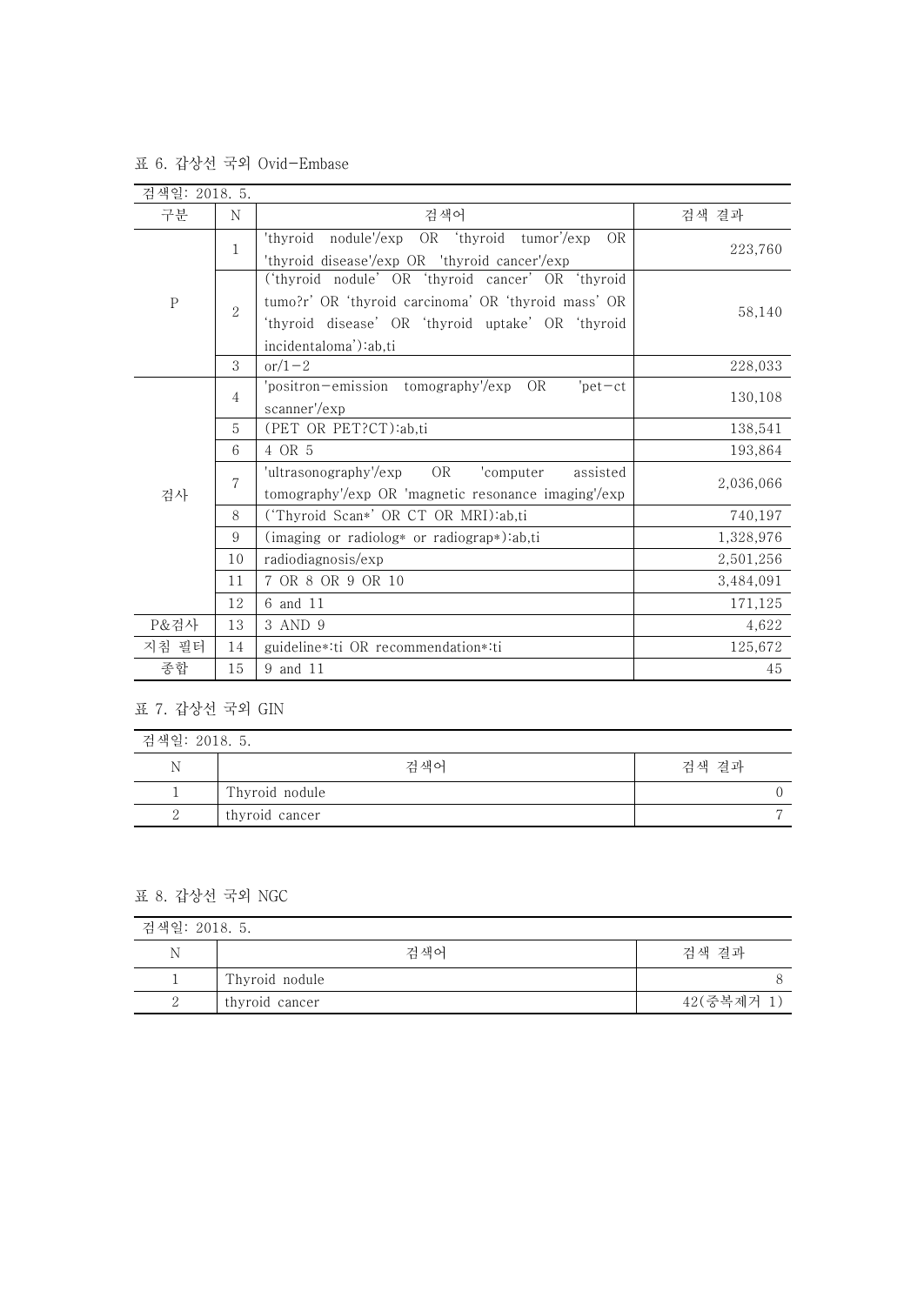표 6. 갑상선 국외 Ovid-Embase

| 검색일: 2018. 5. | | | |
|---|---|---|---|
| 구분 | N | 검색어 | 검색 결과 |
| P | 1 | 'thyroid nodule'/exp OR 'thyroid tumor'/exp OR 'thyroid disease'/exp OR 'thyroid cancer'/exp | 223,760 |
| | 2 | ('thyroid nodule' OR 'thyroid cancer' OR 'thyroid tumo?r' OR 'thyroid carcinoma' OR 'thyroid mass' OR 'thyroid disease' OR 'thyroid uptake' OR 'thyroid incidentaloma'):ab,ti | 58,140 |
| | 3 | or/1-2 | 228,033 |
| 검사 | 4 | 'positron-emission tomography'/exp OR 'pet-ct scanner'/exp | 130,108 |
| | 5 | (PET OR PET?CT):ab,ti | 138,541 |
| | 6 | 4 OR 5 | 193,864 |
| | 7 | 'ultrasonography'/exp OR 'computer assisted tomography'/exp OR 'magnetic resonance imaging'/exp | 2,036,066 |
| | 8 | ('Thyroid Scan*' OR CT OR MRI):ab,ti | 740,197 |
| | 9 | (imaging or radiolog* or radiograp*):ab,ti | 1,328,976 |
| | 10 | radiodiagnosis/exp | 2,501,256 |
| | 11 | 7 OR 8 OR 9 OR 10 | 3,484,091 |
| | 12 | 6 and 11 | 171,125 |
| P&검사 | 13 | 3 AND 9 | 4,622 |
| 지침 필터 | 14 | guideline*:ti OR recommendation*:ti | 125,672 |
| 종합 | 15 | 9 and 11 | 45 |

표 7. 갑상선 국외 GIN

| 검색일: 2018. 5. | | |
|---|---|---|
| N | 검색어 | 검색 결과 |
| 1 | Thyroid nodule | 0 |
| 2 | thyroid cancer | 7 |

표 8. 갑상선 국외 NGC

| 검색일: 2018. 5. | | |
|---|---|---|
| N | 검색어 | 검색 결과 |
| 1 | Thyroid nodule | 8 |
| 2 | thyroid cancer | 42(중복제거 1) |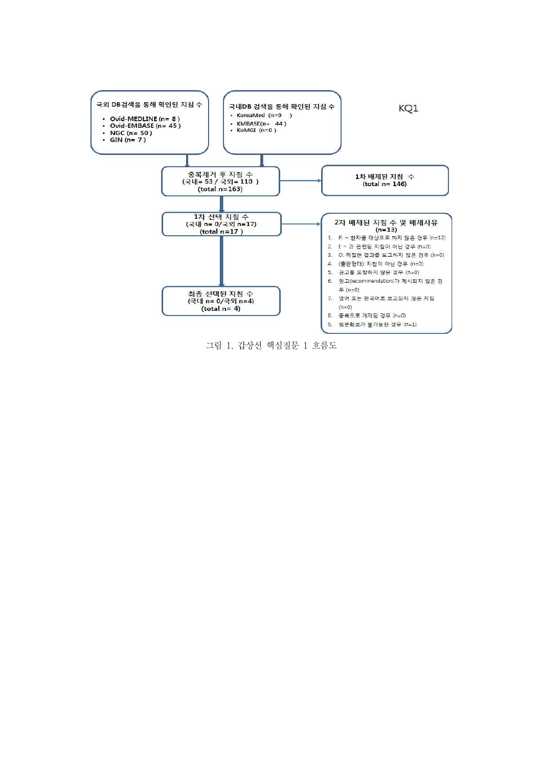국외 DB검색을 통해 확인된 지침 수

- Ovid-MEDLINE (n= 8 )
- Ovid-EMBASE (n= 45 )
- NGC (n= 50 )
- GIN (n= 7 )

국내DB 검색을 통해 확인된 지침 수

- KoreaMed (n=9 )
- KMBASE(n= 44 )
- KoMGI (n=0 )

KQ1

중복제거 후 지침 수
(국내= 53 / 국외= 110 )
(total n=163)

1차 배제된 지침 수
(total n= 146)

1차 선택 지침 수
(국내 n= 0/국외 n=17)
(total n=17 )

2차 배제된 지침 수 및 배제사유
(n=13)

1. P: ~ 환자를 대상으로 하지 않은 경우 (n=12)
2. I: ~ 과 관련된 지침이 아닌 경우 (n=0)
3. O: 적절한 결과를 보고하지 않은 경우 (n=0)
4. (출판형태): 지침이 아닌 경우 (n=0)
5. 권고를 포함하지 않은 경우 (n=0)
6. 권고(recommendation)가 제시되지 않은 경우 (n=0)
7. 영어 또는 한국어로 보고되지 않은 지침 (n=0)
8. 중복으로 게재된 경우 (n=0)
9. 원문확보가 불가능한 경우 (n=1)

최종 선택된 지침 수
(국내 n= 0/국외 n=4)
(total n= 4)

그림 1. 갑상선 핵심질문 1 흐름도